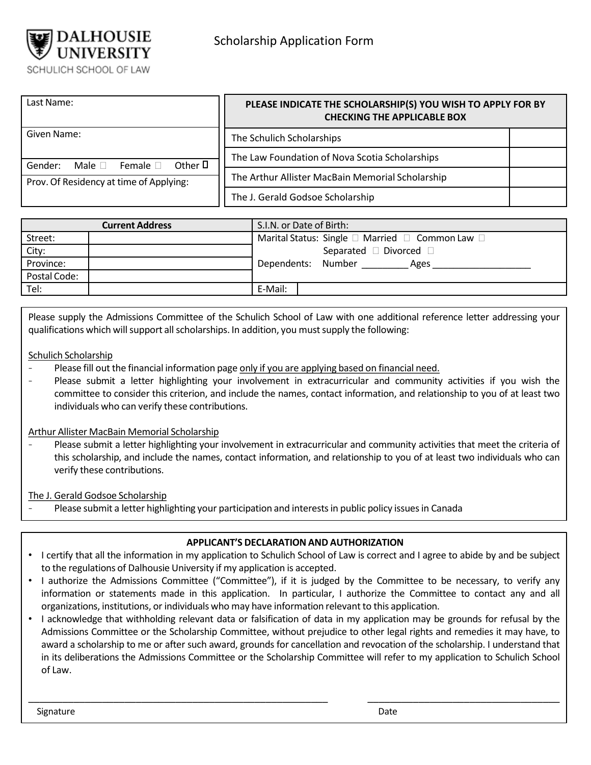DALHOUSIE UNIVERSITY
SCHULICH SCHOOL OF LAW

# Scholarship Application Form

| | |
|---|---|
| Last Name: | |
| Given Name: | |
| Gender: Male ☐ Female ☐ Other ☐ | |
| Prov. Of Residency at time of Applying: | |

| PLEASE INDICATE THE SCHOLARSHIP(S) YOU WISH TO APPLY FOR BY CHECKING THE APPLICABLE BOX | |
|---|---|
| The Schulich Scholarships | |
| The Law Foundation of Nova Scotia Scholarships | |
| The Arthur Allister MacBain Memorial Scholarship | |
| The J. Gerald Godsoe Scholarship | |

| Current Address | | S.I.N. or Date of Birth: | |
|---|---|---|---|
| Street: | | Marital Status: Single ☐ Married ☐ Common Law ☐ | |
| City: | | Separated ☐ Divorced ☐ | |
| Province: | | Dependents: Number _________ Ages ___________________ | |
| Postal Code: | | | |
| Tel: | | E-Mail: | |

Please supply the Admissions Committee of the Schulich School of Law with one additional reference letter addressing your qualifications which will support all scholarships. In addition, you must supply the following:

Schulich Scholarship

- Please fill out the financial information page only if you are applying based on financial need.
- Please submit a letter highlighting your involvement in extracurricular and community activities if you wish the committee to consider this criterion, and include the names, contact information, and relationship to you of at least two individuals who can verify these contributions.

Arthur Allister MacBain Memorial Scholarship

- Please submit a letter highlighting your involvement in extracurricular and community activities that meet the criteria of this scholarship, and include the names, contact information, and relationship to you of at least two individuals who can verify these contributions.

The J. Gerald Godsoe Scholarship

- Please submit a letter highlighting your participation and interests in public policy issues in Canada

**APPLICANT'S DECLARATION AND AUTHORIZATION**

- I certify that all the information in my application to Schulich School of Law is correct and I agree to abide by and be subject to the regulations of Dalhousie University if my application is accepted.
- I authorize the Admissions Committee ("Committee"), if it is judged by the Committee to be necessary, to verify any information or statements made in this application. In particular, I authorize the Committee to contact any and all organizations, institutions, or individuals who may have information relevant to this application.
- I acknowledge that withholding relevant data or falsification of data in my application may be grounds for refusal by the Admissions Committee or the Scholarship Committee, without prejudice to other legal rights and remedies it may have, to award a scholarship to me or after such award, grounds for cancellation and revocation of the scholarship. I understand that in its deliberations the Admissions Committee or the Scholarship Committee will refer to my application to Schulich School of Law.

_____________________________________________ _____________________________

Signature Date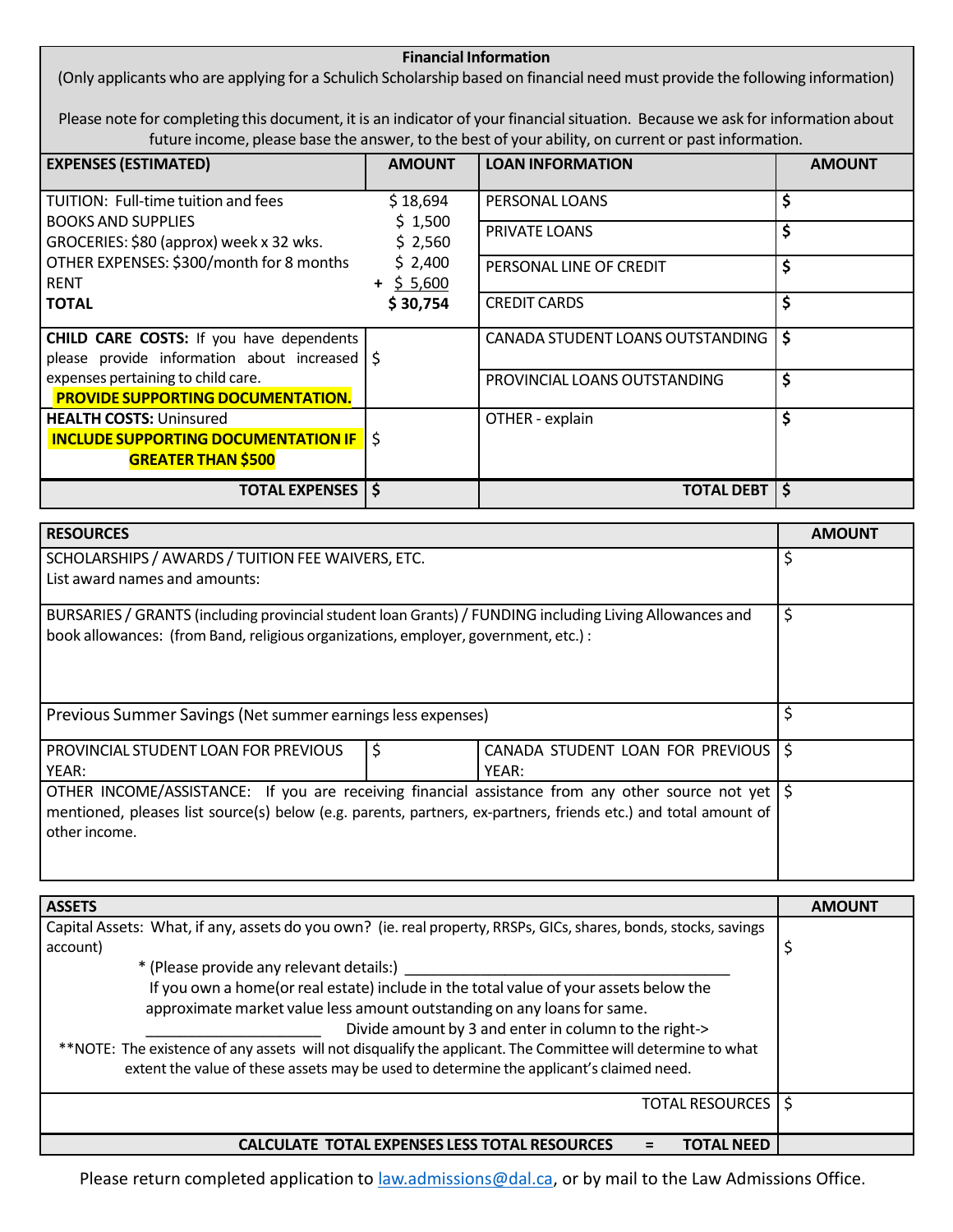**Financial Information**

(Only applicants who are applying for a Schulich Scholarship based on financial need must provide the following information)

Please note for completing this document, it is an indicator of your financial situation. Because we ask for information about future income, please base the answer, to the best of your ability, on current or past information.

| **EXPENSES (ESTIMATED)** | **AMOUNT** | **LOAN INFORMATION** | **AMOUNT** |
|---|---|---|---|
| TUITION: Full-time tuition and fees<br>BOOKS AND SUPPLIES<br>GROCERIES: $80 (approx) week x 32 wks.<br>OTHER EXPENSES: $300/month for 8 months<br>RENT<br>**TOTAL** | $ 18,694<br>$ 1,500<br>$ 2,560<br>$ 2,400<br>+ $ 5,600<br>**$ 30,754** | PERSONAL LOANS | **$** |
| | | PRIVATE LOANS | **$** |
| | | PERSONAL LINE OF CREDIT | **$** |
| | | CREDIT CARDS | **$** |
| **CHILD CARE COSTS:** If you have dependents please provide information about increased expenses pertaining to child care. **PROVIDE SUPPORTING DOCUMENTATION.** | $ | CANADA STUDENT LOANS OUTSTANDING | **$** |
| | | PROVINCIAL LOANS OUTSTANDING | **$** |
| **HEALTH COSTS:** Uninsured **INCLUDE SUPPORTING DOCUMENTATION IF GREATER THAN $500** | $ | OTHER - explain | **$** |
| **TOTAL EXPENSES** | **$** | **TOTAL DEBT** | **$** |

| **RESOURCES** | | | **AMOUNT** |
|---|---|---|---|
| SCHOLARSHIPS / AWARDS / TUITION FEE WAIVERS, ETC.<br>List award names and amounts: | | | $ |
| BURSARIES / GRANTS (including provincial student loan Grants) / FUNDING including Living Allowances and book allowances: (from Band, religious organizations, employer, government, etc.) : | | | $ |
| Previous Summer Savings (Net summer earnings less expenses) | | | $ |
| PROVINCIAL STUDENT LOAN FOR PREVIOUS YEAR: | $ | CANADA STUDENT LOAN FOR PREVIOUS YEAR: | $ |
| OTHER INCOME/ASSISTANCE: If you are receiving financial assistance from any other source not yet mentioned, pleases list source(s) below (e.g. parents, partners, ex-partners, friends etc.) and total amount of other income. | | | $ |

| **ASSETS** | **AMOUNT** |
|---|---|
| Capital Assets: What, if any, assets do you own? (ie. real property, RRSPs, GICs, shares, bonds, stocks, savings account)<br>* (Please provide any relevant details:) ______________________________________<br>If you own a home(or real estate) include in the total value of your assets below the approximate market value less amount outstanding on any loans for same.<br>____________________ Divide amount by 3 and enter in column to the right-><br>**NOTE: The existence of any assets will not disqualify the applicant. The Committee will determine to what extent the value of these assets may be used to determine the applicant's claimed need. | $ |
| TOTAL RESOURCES | $ |
| **CALCULATE TOTAL EXPENSES LESS TOTAL RESOURCES = TOTAL NEED** | |

Please return completed application to law.admissions@dal.ca, or by mail to the Law Admissions Office.